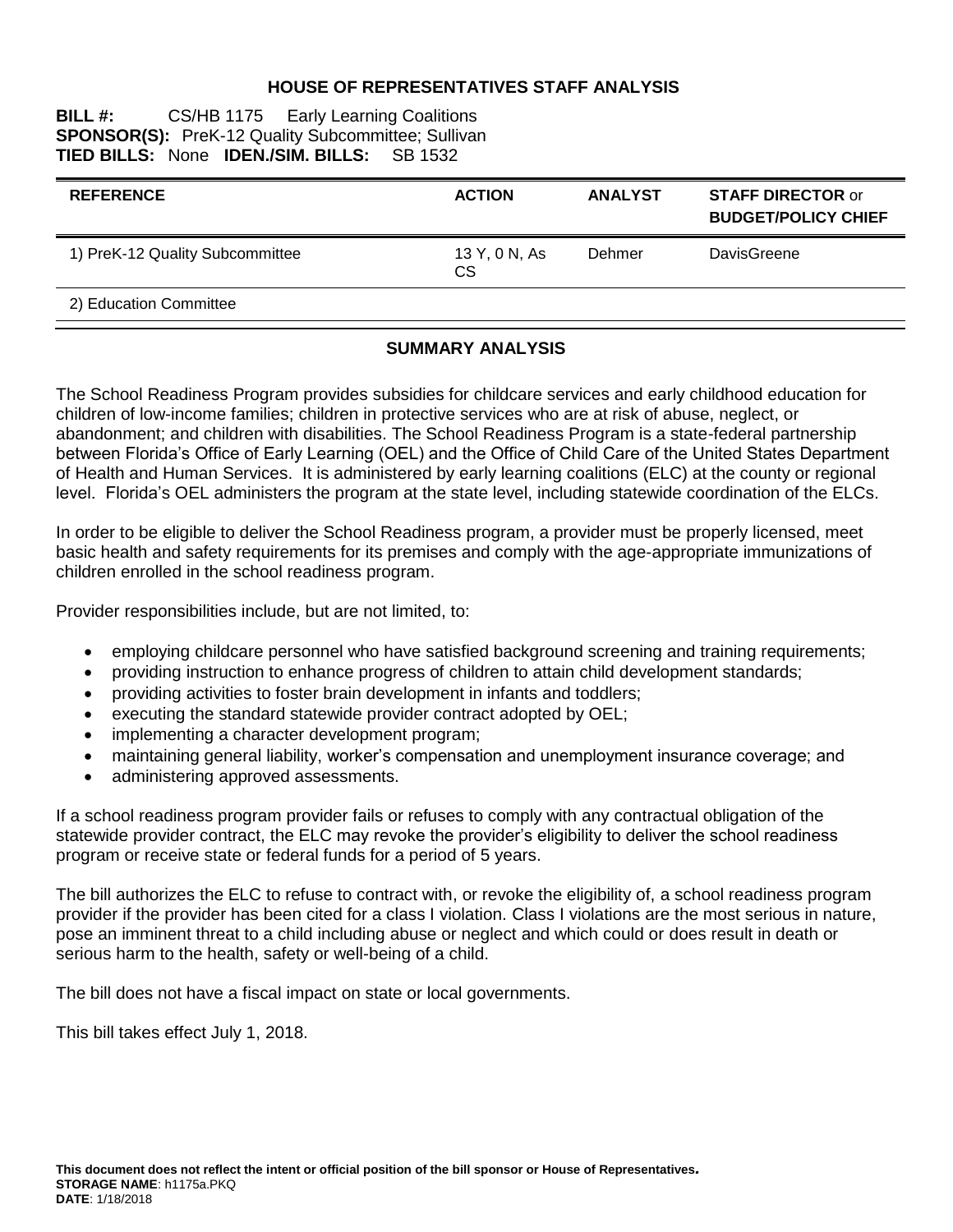# HOUSE OF REPRESENTATIVES STAFF ANALYSIS

**BILL #:** CS/HB 1175 Early Learning Coalitions
**SPONSOR(S):** PreK-12 Quality Subcommittee; Sullivan
**TIED BILLS:** None **IDEN./SIM. BILLS:** SB 1532

| REFERENCE | ACTION | ANALYST | STAFF DIRECTOR or BUDGET/POLICY CHIEF |
|---|---|---|---|
| 1) PreK-12 Quality Subcommittee | 13 Y, 0 N, As CS | Dehmer | DavisGreene |
| 2) Education Committee | | | |

## SUMMARY ANALYSIS

The School Readiness Program provides subsidies for childcare services and early childhood education for children of low-income families; children in protective services who are at risk of abuse, neglect, or abandonment; and children with disabilities. The School Readiness Program is a state-federal partnership between Florida's Office of Early Learning (OEL) and the Office of Child Care of the United States Department of Health and Human Services. It is administered by early learning coalitions (ELC) at the county or regional level. Florida's OEL administers the program at the state level, including statewide coordination of the ELCs.

In order to be eligible to deliver the School Readiness program, a provider must be properly licensed, meet basic health and safety requirements for its premises and comply with the age-appropriate immunizations of children enrolled in the school readiness program.

Provider responsibilities include, but are not limited, to:

- employing childcare personnel who have satisfied background screening and training requirements;
- providing instruction to enhance progress of children to attain child development standards;
- providing activities to foster brain development in infants and toddlers;
- executing the standard statewide provider contract adopted by OEL;
- implementing a character development program;
- maintaining general liability, worker's compensation and unemployment insurance coverage; and
- administering approved assessments.

If a school readiness program provider fails or refuses to comply with any contractual obligation of the statewide provider contract, the ELC may revoke the provider's eligibility to deliver the school readiness program or receive state or federal funds for a period of 5 years.

The bill authorizes the ELC to refuse to contract with, or revoke the eligibility of, a school readiness program provider if the provider has been cited for a class I violation. Class I violations are the most serious in nature, pose an imminent threat to a child including abuse or neglect and which could or does result in death or serious harm to the health, safety or well-being of a child.

The bill does not have a fiscal impact on state or local governments.

This bill takes effect July 1, 2018.

**This document does not reflect the intent or official position of the bill sponsor or House of Representatives.**
**STORAGE NAME**: h1175a.PKQ
**DATE**: 1/18/2018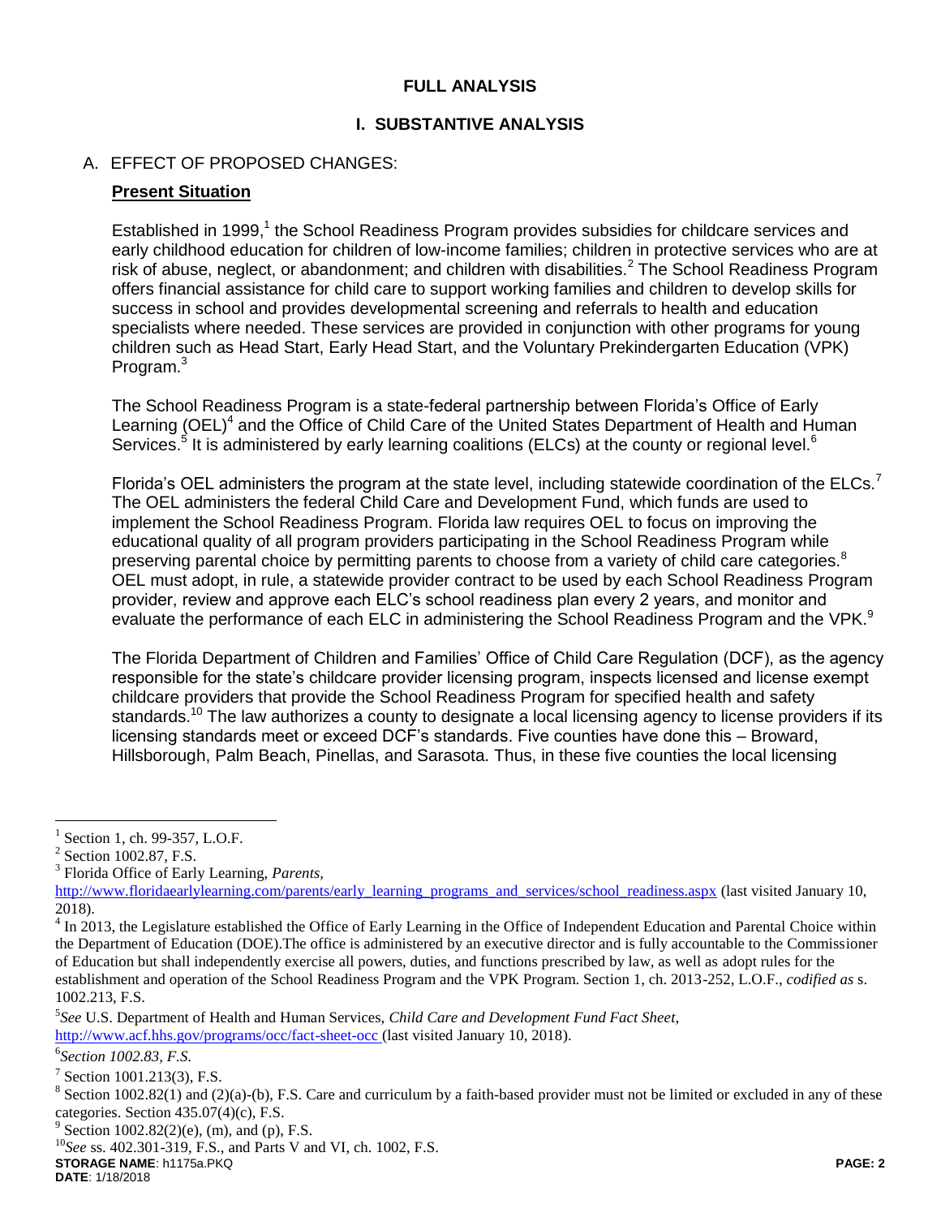# FULL ANALYSIS

## I. SUBSTANTIVE ANALYSIS

### A. EFFECT OF PROPOSED CHANGES:

**Present Situation**

Established in 1999,[1] the School Readiness Program provides subsidies for childcare services and early childhood education for children of low-income families; children in protective services who are at risk of abuse, neglect, or abandonment; and children with disabilities.[2] The School Readiness Program offers financial assistance for child care to support working families and children to develop skills for success in school and provides developmental screening and referrals to health and education specialists where needed. These services are provided in conjunction with other programs for young children such as Head Start, Early Head Start, and the Voluntary Prekindergarten Education (VPK) Program.[3]

The School Readiness Program is a state-federal partnership between Florida's Office of Early Learning (OEL)[4] and the Office of Child Care of the United States Department of Health and Human Services.[5] It is administered by early learning coalitions (ELCs) at the county or regional level.[6]

Florida's OEL administers the program at the state level, including statewide coordination of the ELCs.[7] The OEL administers the federal Child Care and Development Fund, which funds are used to implement the School Readiness Program. Florida law requires OEL to focus on improving the educational quality of all program providers participating in the School Readiness Program while preserving parental choice by permitting parents to choose from a variety of child care categories.[8] OEL must adopt, in rule, a statewide provider contract to be used by each School Readiness Program provider, review and approve each ELC's school readiness plan every 2 years, and monitor and evaluate the performance of each ELC in administering the School Readiness Program and the VPK.[9]

The Florida Department of Children and Families' Office of Child Care Regulation (DCF), as the agency responsible for the state's childcare provider licensing program, inspects licensed and license exempt childcare providers that provide the School Readiness Program for specified health and safety standards.[10] The law authorizes a county to designate a local licensing agency to license providers if its licensing standards meet or exceed DCF's standards. Five counties have done this – Broward, Hillsborough, Palm Beach, Pinellas, and Sarasota. Thus, in these five counties the local licensing

---

[1] Section 1, ch. 99-357, L.O.F.

[2] Section 1002.87, F.S.

[3] Florida Office of Early Learning, *Parents*, http://www.floridaearlylearning.com/parents/early_learning_programs_and_services/school_readiness.aspx (last visited January 10, 2018).

[4] In 2013, the Legislature established the Office of Early Learning in the Office of Independent Education and Parental Choice within the Department of Education (DOE).The office is administered by an executive director and is fully accountable to the Commissioner of Education but shall independently exercise all powers, duties, and functions prescribed by law, as well as adopt rules for the establishment and operation of the School Readiness Program and the VPK Program. Section 1, ch. 2013-252, L.O.F., *codified as* s. 1002.213, F.S.

[5] *See* U.S. Department of Health and Human Services, *Child Care and Development Fund Fact Sheet*, http://www.acf.hhs.gov/programs/occ/fact-sheet-occ (last visited January 10, 2018).

[6] *Section 1002.83, F.S.*

[7] Section 1001.213(3), F.S.

[8] Section 1002.82(1) and (2)(a)-(b), F.S. Care and curriculum by a faith-based provider must not be limited or excluded in any of these categories. Section 435.07(4)(c), F.S.

[9] Section 1002.82(2)(e), (m), and (p), F.S.

[10] *See* ss. 402.301-319, F.S., and Parts V and VI, ch. 1002, F.S.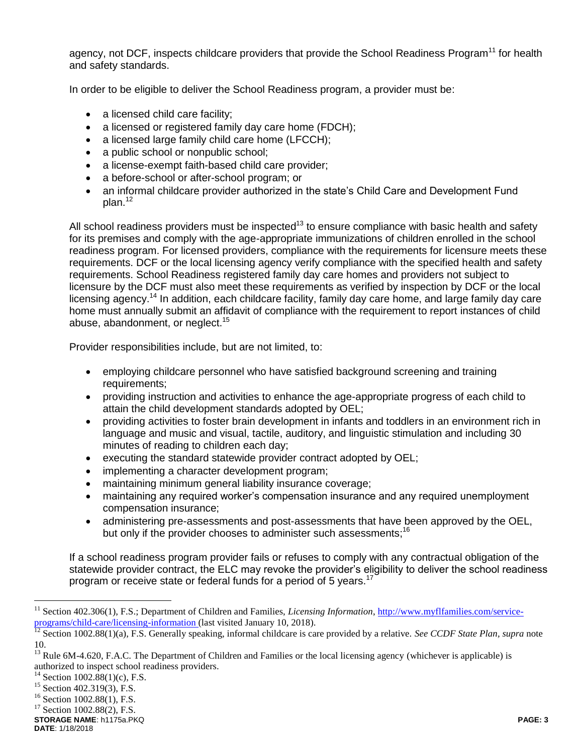agency, not DCF, inspects childcare providers that provide the School Readiness Program[11] for health and safety standards.

In order to be eligible to deliver the School Readiness program, a provider must be:

- a licensed child care facility;
- a licensed or registered family day care home (FDCH);
- a licensed large family child care home (LFCCH);
- a public school or nonpublic school;
- a license-exempt faith-based child care provider;
- a before-school or after-school program; or
- an informal childcare provider authorized in the state's Child Care and Development Fund plan.[12]

All school readiness providers must be inspected[13] to ensure compliance with basic health and safety for its premises and comply with the age-appropriate immunizations of children enrolled in the school readiness program. For licensed providers, compliance with the requirements for licensure meets these requirements. DCF or the local licensing agency verify compliance with the specified health and safety requirements. School Readiness registered family day care homes and providers not subject to licensure by the DCF must also meet these requirements as verified by inspection by DCF or the local licensing agency.[14] In addition, each childcare facility, family day care home, and large family day care home must annually submit an affidavit of compliance with the requirement to report instances of child abuse, abandonment, or neglect.[15]

Provider responsibilities include, but are not limited, to:

- employing childcare personnel who have satisfied background screening and training requirements;
- providing instruction and activities to enhance the age-appropriate progress of each child to attain the child development standards adopted by OEL;
- providing activities to foster brain development in infants and toddlers in an environment rich in language and music and visual, tactile, auditory, and linguistic stimulation and including 30 minutes of reading to children each day;
- executing the standard statewide provider contract adopted by OEL;
- implementing a character development program;
- maintaining minimum general liability insurance coverage;
- maintaining any required worker's compensation insurance and any required unemployment compensation insurance;
- administering pre-assessments and post-assessments that have been approved by the OEL, but only if the provider chooses to administer such assessments;[16]

If a school readiness program provider fails or refuses to comply with any contractual obligation of the statewide provider contract, the ELC may revoke the provider's eligibility to deliver the school readiness program or receive state or federal funds for a period of 5 years.[17]

---

[11] Section 402.306(1), F.S.; Department of Children and Families, *Licensing Information*, http://www.myflfamilies.com/service-programs/child-care/licensing-information (last visited January 10, 2018).

[12] Section 1002.88(1)(a), F.S. Generally speaking, informal childcare is care provided by a relative. *See CCDF State Plan, supra* note 10.

[13] Rule 6M-4.620, F.A.C. The Department of Children and Families or the local licensing agency (whichever is applicable) is authorized to inspect school readiness providers.

[14] Section 1002.88(1)(c), F.S.

[15] Section 402.319(3), F.S.

[16] Section 1002.88(1), F.S.

[17] Section 1002.88(2), F.S.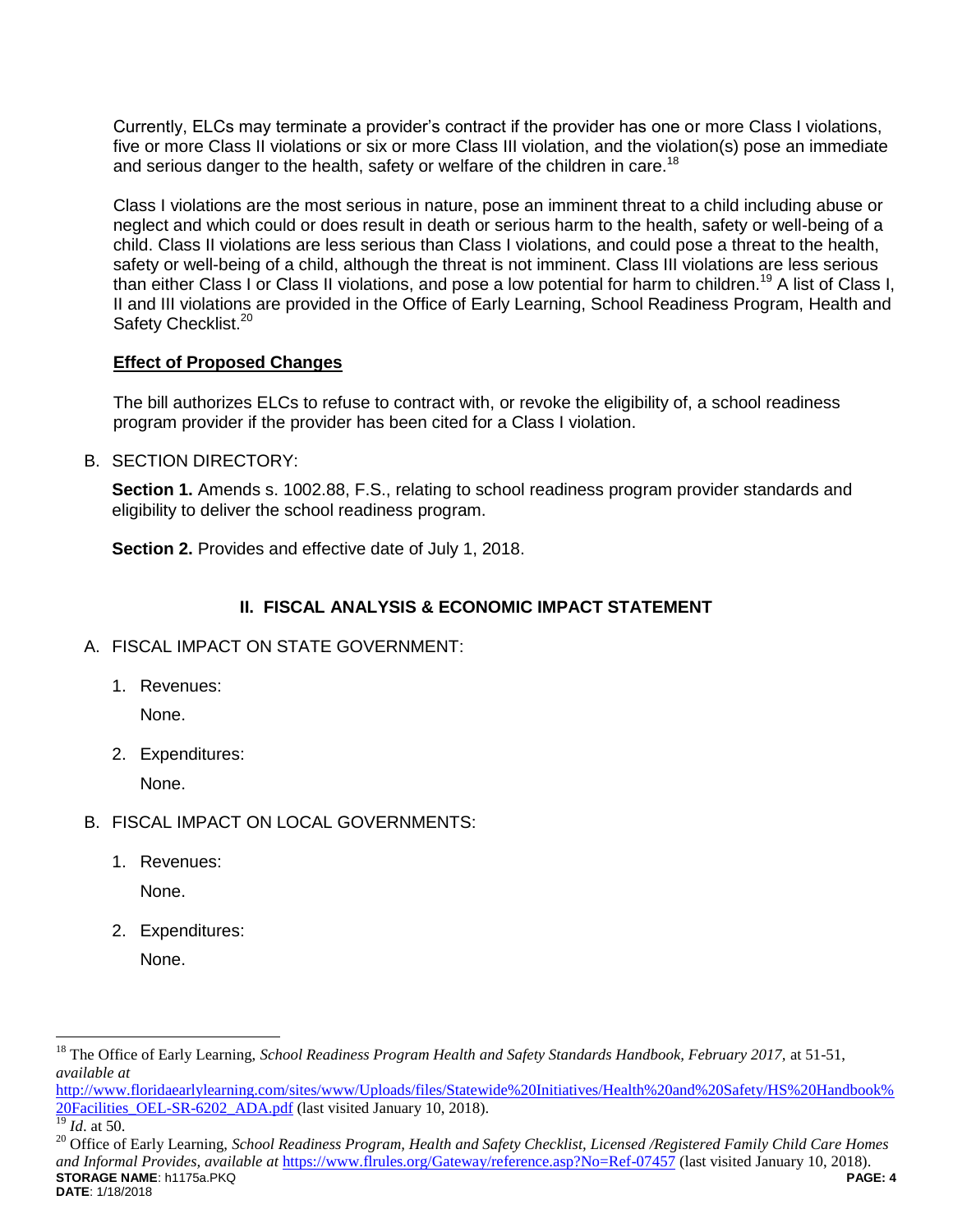Currently, ELCs may terminate a provider's contract if the provider has one or more Class I violations, five or more Class II violations or six or more Class III violation, and the violation(s) pose an immediate and serious danger to the health, safety or welfare of the children in care.[18]

Class I violations are the most serious in nature, pose an imminent threat to a child including abuse or neglect and which could or does result in death or serious harm to the health, safety or well-being of a child. Class II violations are less serious than Class I violations, and could pose a threat to the health, safety or well-being of a child, although the threat is not imminent. Class III violations are less serious than either Class I or Class II violations, and pose a low potential for harm to children.[19] A list of Class I, II and III violations are provided in the Office of Early Learning, School Readiness Program, Health and Safety Checklist.[20]

**Effect of Proposed Changes**

The bill authorizes ELCs to refuse to contract with, or revoke the eligibility of, a school readiness program provider if the provider has been cited for a Class I violation.

B. SECTION DIRECTORY:

**Section 1.** Amends s. 1002.88, F.S., relating to school readiness program provider standards and eligibility to deliver the school readiness program.

**Section 2.** Provides and effective date of July 1, 2018.

## II. FISCAL ANALYSIS & ECONOMIC IMPACT STATEMENT

A. FISCAL IMPACT ON STATE GOVERNMENT:

1. Revenues:

   None.

2. Expenditures:

   None.

B. FISCAL IMPACT ON LOCAL GOVERNMENTS:

1. Revenues:

   None.

2. Expenditures:

   None.

---

[18] The Office of Early Learning, *School Readiness Program Health and Safety Standards Handbook, February 2017*, at 51-51, *available at* http://www.floridaearlylearning.com/sites/www/Uploads/files/Statewide%20Initiatives/Health%20and%20Safety/HS%20Handbook%20Facilities_OEL-SR-6202_ADA.pdf (last visited January 10, 2018).

[19] *Id.* at 50.

[20] Office of Early Learning, *School Readiness Program, Health and Safety Checklist, Licensed /Registered Family Child Care Homes and Informal Provides, available at* https://www.flrules.org/Gateway/reference.asp?No=Ref-07457 (last visited January 10, 2018).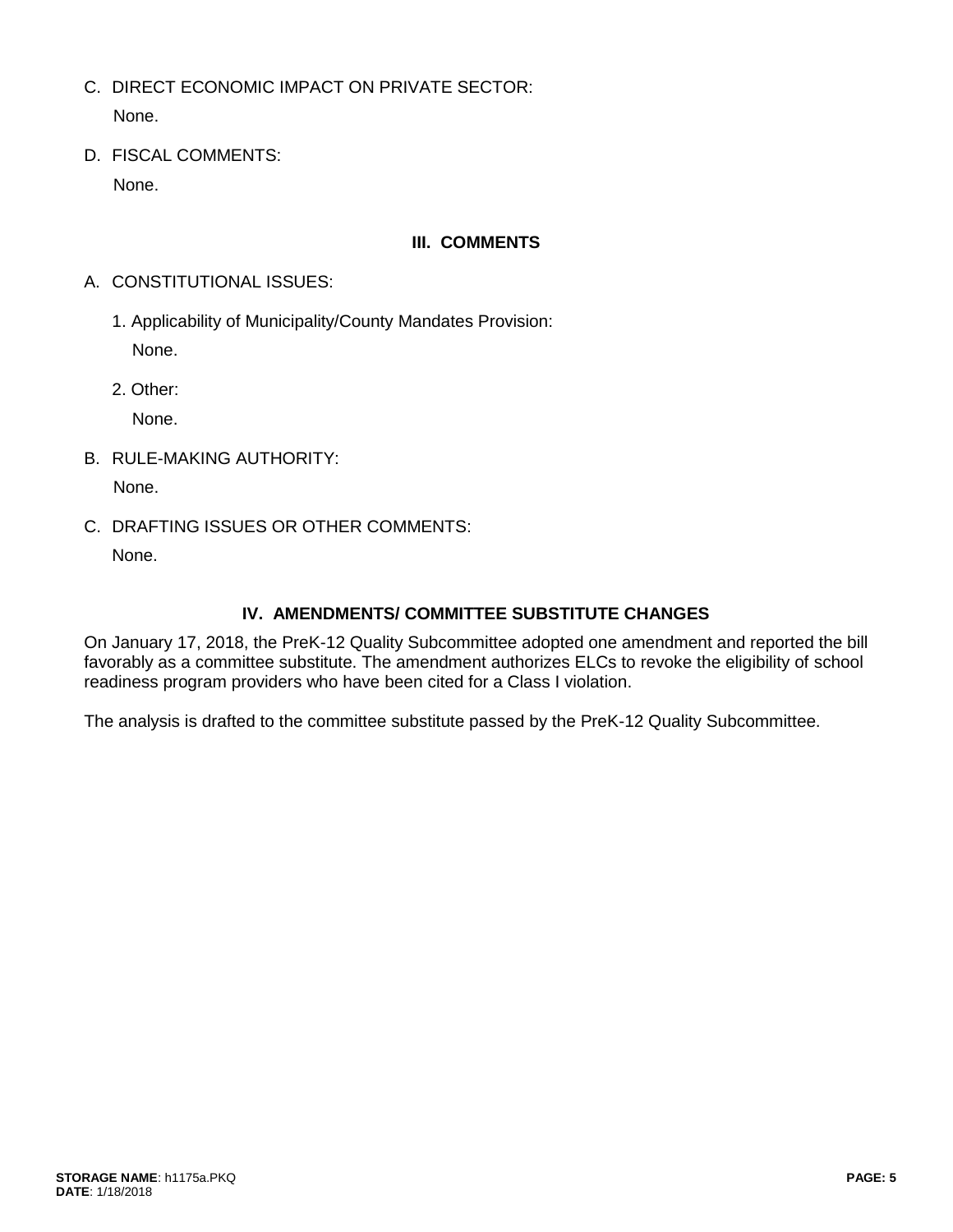C. DIRECT ECONOMIC IMPACT ON PRIVATE SECTOR:

None.

D. FISCAL COMMENTS:

None.

## III. COMMENTS

A. CONSTITUTIONAL ISSUES:

1. Applicability of Municipality/County Mandates Provision:

   None.

2. Other:

   None.

B. RULE-MAKING AUTHORITY:

None.

C. DRAFTING ISSUES OR OTHER COMMENTS:

None.

## IV. AMENDMENTS/ COMMITTEE SUBSTITUTE CHANGES

On January 17, 2018, the PreK-12 Quality Subcommittee adopted one amendment and reported the bill favorably as a committee substitute. The amendment authorizes ELCs to revoke the eligibility of school readiness program providers who have been cited for a Class I violation.

The analysis is drafted to the committee substitute passed by the PreK-12 Quality Subcommittee.